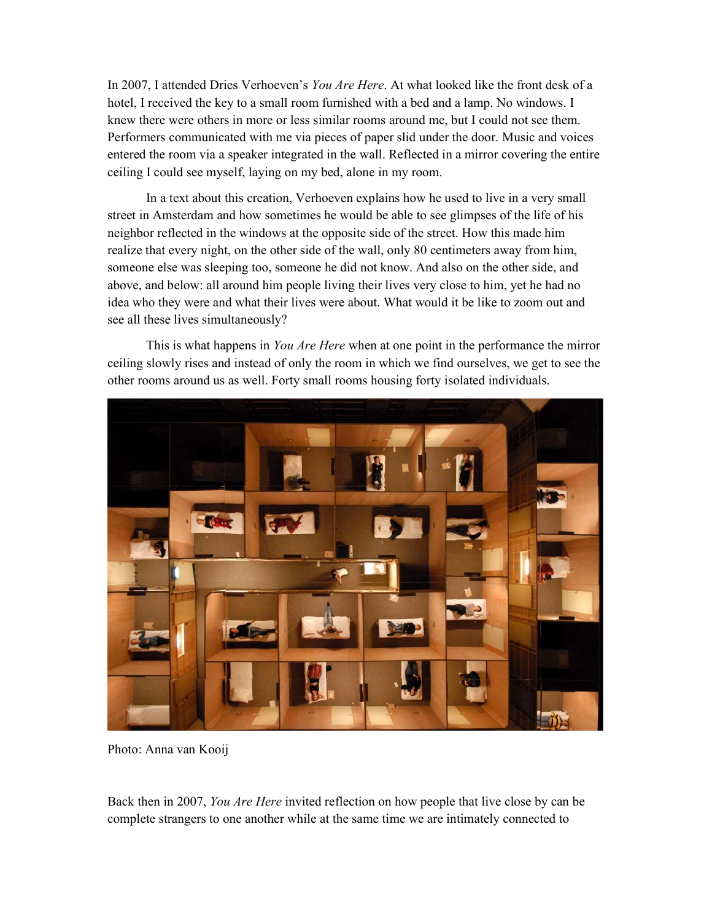In 2007, I attended Dries Verhoeven's *You Are Here*. At what looked like the front desk of a hotel, I received the key to a small room furnished with a bed and a lamp. No windows. I knew there were others in more or less similar rooms around me, but I could not see them. Performers communicated with me via pieces of paper slid under the door. Music and voices entered the room via a speaker integrated in the wall. Reflected in a mirror covering the entire ceiling I could see myself, laying on my bed, alone in my room.

In a text about this creation, Verhoeven explains how he used to live in a very small street in Amsterdam and how sometimes he would be able to see glimpses of the life of his neighbor reflected in the windows at the opposite side of the street. How this made him realize that every night, on the other side of the wall, only 80 centimeters away from him, someone else was sleeping too, someone he did not know. And also on the other side, and above, and below: all around him people living their lives very close to him, yet he had no idea who they were and what their lives were about. What would it be like to zoom out and see all these lives simultaneously?

This is what happens in *You Are Here* when at one point in the performance the mirror ceiling slowly rises and instead of only the room in which we find ourselves, we get to see the other rooms around us as well. Forty small rooms housing forty isolated individuals.

Photo: Anna van Kooij

Back then in 2007, *You Are Here* invited reflection on how people that live close by can be complete strangers to one another while at the same time we are intimately connected to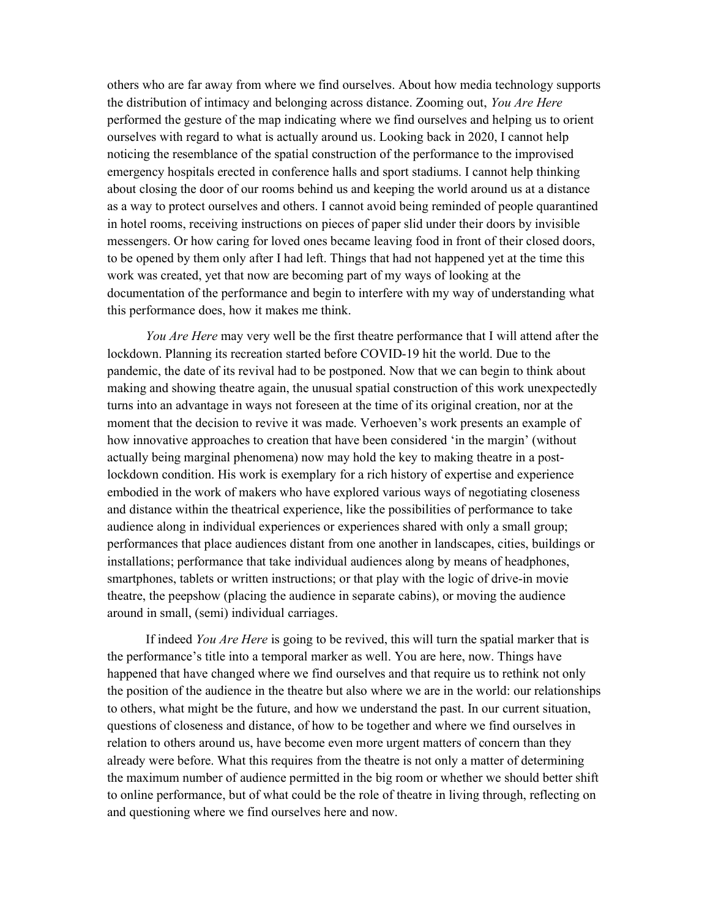others who are far away from where we find ourselves. About how media technology supports the distribution of intimacy and belonging across distance. Zooming out, *You Are Here* performed the gesture of the map indicating where we find ourselves and helping us to orient ourselves with regard to what is actually around us. Looking back in 2020, I cannot help noticing the resemblance of the spatial construction of the performance to the improvised emergency hospitals erected in conference halls and sport stadiums. I cannot help thinking about closing the door of our rooms behind us and keeping the world around us at a distance as a way to protect ourselves and others. I cannot avoid being reminded of people quarantined in hotel rooms, receiving instructions on pieces of paper slid under their doors by invisible messengers. Or how caring for loved ones became leaving food in front of their closed doors, to be opened by them only after I had left. Things that had not happened yet at the time this work was created, yet that now are becoming part of my ways of looking at the documentation of the performance and begin to interfere with my way of understanding what this performance does, how it makes me think.

*You Are Here* may very well be the first theatre performance that I will attend after the lockdown. Planning its recreation started before COVID-19 hit the world. Due to the pandemic, the date of its revival had to be postponed. Now that we can begin to think about making and showing theatre again, the unusual spatial construction of this work unexpectedly turns into an advantage in ways not foreseen at the time of its original creation, nor at the moment that the decision to revive it was made. Verhoeven's work presents an example of how innovative approaches to creation that have been considered 'in the margin' (without actually being marginal phenomena) now may hold the key to making theatre in a post-lockdown condition. His work is exemplary for a rich history of expertise and experience embodied in the work of makers who have explored various ways of negotiating closeness and distance within the theatrical experience, like the possibilities of performance to take audience along in individual experiences or experiences shared with only a small group; performances that place audiences distant from one another in landscapes, cities, buildings or installations; performance that take individual audiences along by means of headphones, smartphones, tablets or written instructions; or that play with the logic of drive-in movie theatre, the peepshow (placing the audience in separate cabins), or moving the audience around in small, (semi) individual carriages.

If indeed *You Are Here* is going to be revived, this will turn the spatial marker that is the performance's title into a temporal marker as well. You are here, now. Things have happened that have changed where we find ourselves and that require us to rethink not only the position of the audience in the theatre but also where we are in the world: our relationships to others, what might be the future, and how we understand the past. In our current situation, questions of closeness and distance, of how to be together and where we find ourselves in relation to others around us, have become even more urgent matters of concern than they already were before. What this requires from the theatre is not only a matter of determining the maximum number of audience permitted in the big room or whether we should better shift to online performance, but of what could be the role of theatre in living through, reflecting on and questioning where we find ourselves here and now.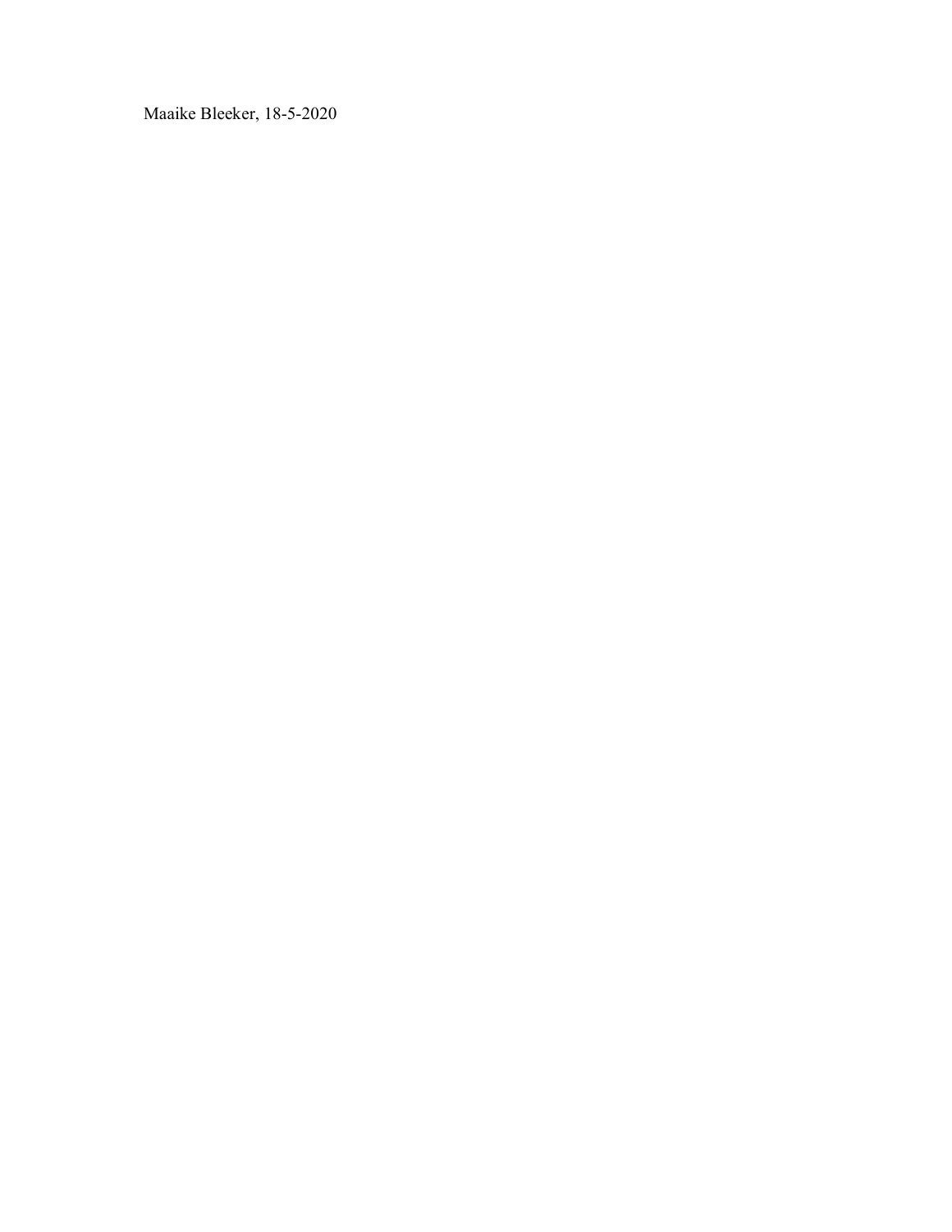Maaike Bleeker, 18-5-2020